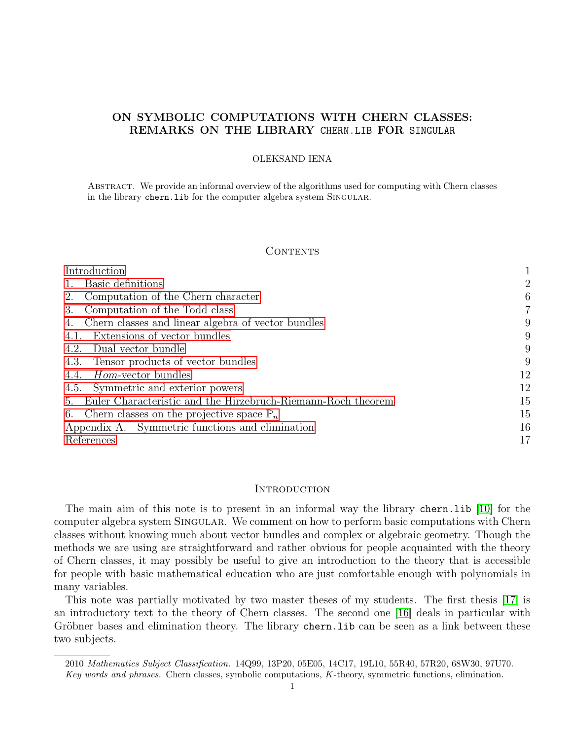# ON SYMBOLIC COMPUTATIONS WITH CHERN CLASSES: REMARKS ON THE LIBRARY CHERN.LIB FOR SINGULAR

OLEKSAND IENA

Abstract. We provide an informal overview of the algorithms used for computing with Chern classes in the library `chern.lib` for the computer algebra system Singular.

## Contents

| | |
|---|---|
| Introduction | 1 |
| 1. Basic definitions | 2 |
| 2. Computation of the Chern character | 6 |
| 3. Computation of the Todd class | 7 |
| 4. Chern classes and linear algebra of vector bundles | 9 |
| 4.1. Extensions of vector bundles | 9 |
| 4.2. Dual vector bundle | 9 |
| 4.3. Tensor products of vector bundles | 9 |
| 4.4. *Hom*-vector bundles | 12 |
| 4.5. Symmetric and exterior powers | 12 |
| 5. Euler Characteristic and the Hirzebruch-Riemann-Roch theorem | 15 |
| 6. Chern classes on the projective space $\mathbb{P}_n$ | 15 |
| Appendix A. Symmetric functions and elimination | 16 |
| References | 17 |

## Introduction

The main aim of this note is to present in an informal way the library `chern.lib` [10] for the computer algebra system Singular. We comment on how to perform basic computations with Chern classes without knowing much about vector bundles and complex or algebraic geometry. Though the methods we are using are straightforward and rather obvious for people acquainted with the theory of Chern classes, it may possibly be useful to give an introduction to the theory that is accessible for people with basic mathematical education who are just comfortable enough with polynomials in many variables.

This note was partially motivated by two master theses of my students. The first thesis [17] is an introductory text to the theory of Chern classes. The second one [16] deals in particular with Gröbner bases and elimination theory. The library `chern.lib` can be seen as a link between these two subjects.

2010 *Mathematics Subject Classification.* 14Q99, 13P20, 05E05, 14C17, 19L10, 55R40, 57R20, 68W30, 97U70.

*Key words and phrases.* Chern classes, symbolic computations, $K$-theory, symmetric functions, elimination.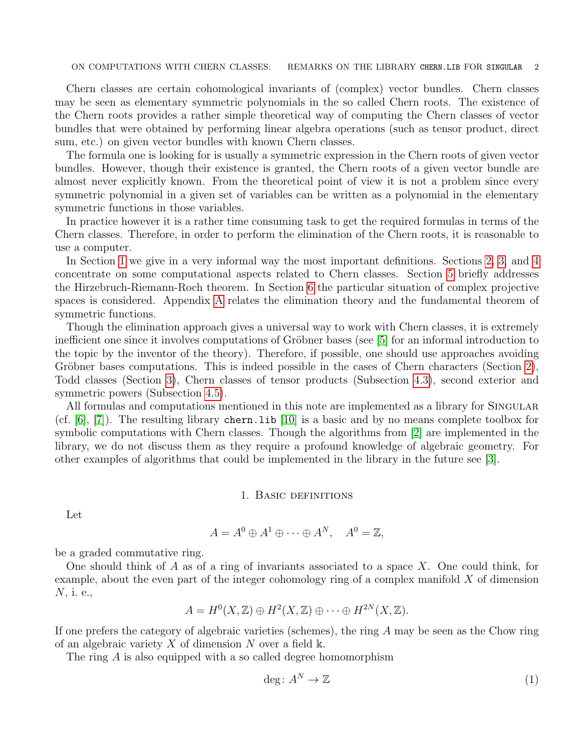Chern classes are certain cohomological invariants of (complex) vector bundles. Chern classes may be seen as elementary symmetric polynomials in the so called Chern roots. The existence of the Chern roots provides a rather simple theoretical way of computing the Chern classes of vector bundles that were obtained by performing linear algebra operations (such as tensor product, direct sum, etc.) on given vector bundles with known Chern classes.

The formula one is looking for is usually a symmetric expression in the Chern roots of given vector bundles. However, though their existence is granted, the Chern roots of a given vector bundle are almost never explicitly known. From the theoretical point of view it is not a problem since every symmetric polynomial in a given set of variables can be written as a polynomial in the elementary symmetric functions in those variables.

In practice however it is a rather time consuming task to get the required formulas in terms of the Chern classes. Therefore, in order to perform the elimination of the Chern roots, it is reasonable to use a computer.

In Section 1 we give in a very informal way the most important definitions. Sections 2, 3, and 4 concentrate on some computational aspects related to Chern classes. Section 5 briefly addresses the Hirzebruch-Riemann-Roch theorem. In Section 6 the particular situation of complex projective spaces is considered. Appendix A relates the elimination theory and the fundamental theorem of symmetric functions.

Though the elimination approach gives a universal way to work with Chern classes, it is extremely inefficient one since it involves computations of Gröbner bases (see [5] for an informal introduction to the topic by the inventor of the theory). Therefore, if possible, one should use approaches avoiding Gröbner bases computations. This is indeed possible in the cases of Chern characters (Section 2), Todd classes (Section 3), Chern classes of tensor products (Subsection 4.3), second exterior and symmetric powers (Subsection 4.5).

All formulas and computations mentioned in this note are implemented as a library for Singular (cf. [6], [7]). The resulting library `chern.lib` [10] is a basic and by no means complete toolbox for symbolic computations with Chern classes. Though the algorithms from [2] are implemented in the library, we do not discuss them as they require a profound knowledge of algebraic geometry. For other examples of algorithms that could be implemented in the library in the future see [3].

## 1. Basic definitions

Let

$$A = A^0 \oplus A^1 \oplus \cdots \oplus A^N, \quad A^0 = \mathbb{Z},$$

be a graded commutative ring.

One should think of $A$ as of a ring of invariants associated to a space $X$. One could think, for example, about the even part of the integer cohomology ring of a complex manifold $X$ of dimension $N$, i. e.,

$$A = H^0(X, \mathbb{Z}) \oplus H^2(X, \mathbb{Z}) \oplus \cdots \oplus H^{2N}(X, \mathbb{Z}).$$

If one prefers the category of algebraic varieties (schemes), the ring $A$ may be seen as the Chow ring of an algebraic variety $X$ of dimension $N$ over a field $\Bbbk$.

The ring $A$ is also equipped with a so called degree homomorphism

$$\deg\colon A^N \to \mathbb{Z} \tag{1}$$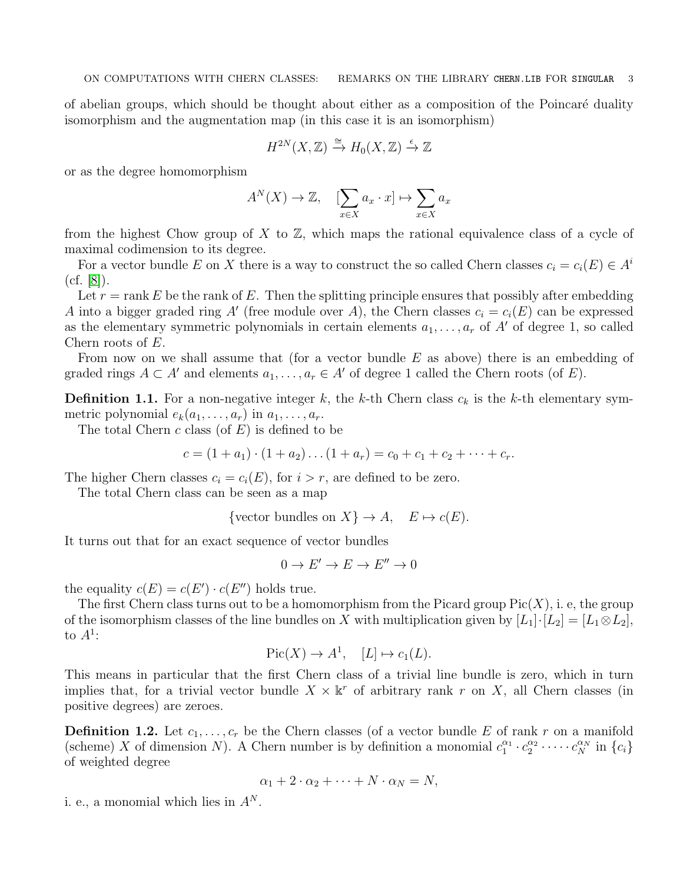of abelian groups, which should be thought about either as a composition of the Poincaré duality isomorphism and the augmentation map (in this case it is an isomorphism)

$$H^{2N}(X, \mathbb{Z}) \xrightarrow{\cong} H_0(X, \mathbb{Z}) \xrightarrow{\epsilon} \mathbb{Z}$$

or as the degree homomorphism

$$A^N(X) \to \mathbb{Z}, \quad [\sum_{x \in X} a_x \cdot x] \mapsto \sum_{x \in X} a_x$$

from the highest Chow group of $X$ to $\mathbb{Z}$, which maps the rational equivalence class of a cycle of maximal codimension to its degree.

For a vector bundle $E$ on $X$ there is a way to construct the so called Chern classes $c_i = c_i(E) \in A^i$ (cf. [8]).

Let $r = \operatorname{rank} E$ be the rank of $E$. Then the splitting principle ensures that possibly after embedding $A$ into a bigger graded ring $A'$ (free module over $A$), the Chern classes $c_i = c_i(E)$ can be expressed as the elementary symmetric polynomials in certain elements $a_1, \ldots, a_r$ of $A'$ of degree 1, so called Chern roots of $E$.

From now on we shall assume that (for a vector bundle $E$ as above) there is an embedding of graded rings $A \subset A'$ and elements $a_1, \ldots, a_r \in A'$ of degree 1 called the Chern roots (of $E$).

**Definition 1.1.** For a non-negative integer $k$, the $k$-th Chern class $c_k$ is the $k$-th elementary symmetric polynomial $e_k(a_1, \ldots, a_r)$ in $a_1, \ldots, a_r$.

The total Chern $c$ class (of $E$) is defined to be

$$c = (1 + a_1) \cdot (1 + a_2) \ldots (1 + a_r) = c_0 + c_1 + c_2 + \cdots + c_r.$$

The higher Chern classes $c_i = c_i(E)$, for $i > r$, are defined to be zero.

The total Chern class can be seen as a map

$$\{\text{vector bundles on } X\} \to A, \quad E \mapsto c(E).$$

It turns out that for an exact sequence of vector bundles

$$0 \to E' \to E \to E'' \to 0$$

the equality $c(E) = c(E') \cdot c(E'')$ holds true.

The first Chern class turns out to be a homomorphism from the Picard group $\operatorname{Pic}(X)$, i. e, the group of the isomorphism classes of the line bundles on $X$ with multiplication given by $[L_1] \cdot [L_2] = [L_1 \otimes L_2]$, to $A^1$:

$$\operatorname{Pic}(X) \to A^1, \quad [L] \mapsto c_1(L).$$

This means in particular that the first Chern class of a trivial line bundle is zero, which in turn implies that, for a trivial vector bundle $X \times \Bbbk^r$ of arbitrary rank $r$ on $X$, all Chern classes (in positive degrees) are zeroes.

**Definition 1.2.** Let $c_1, \ldots, c_r$ be the Chern classes (of a vector bundle $E$ of rank $r$ on a manifold (scheme) $X$ of dimension $N$). A Chern number is by definition a monomial $c_1^{\alpha_1} \cdot c_2^{\alpha_2} \cdot \cdots \cdot c_N^{\alpha_N}$ in $\{c_i\}$ of weighted degree

$$\alpha_1 + 2 \cdot \alpha_2 + \cdots + N \cdot \alpha_N = N,$$

i. e., a monomial which lies in $A^N$.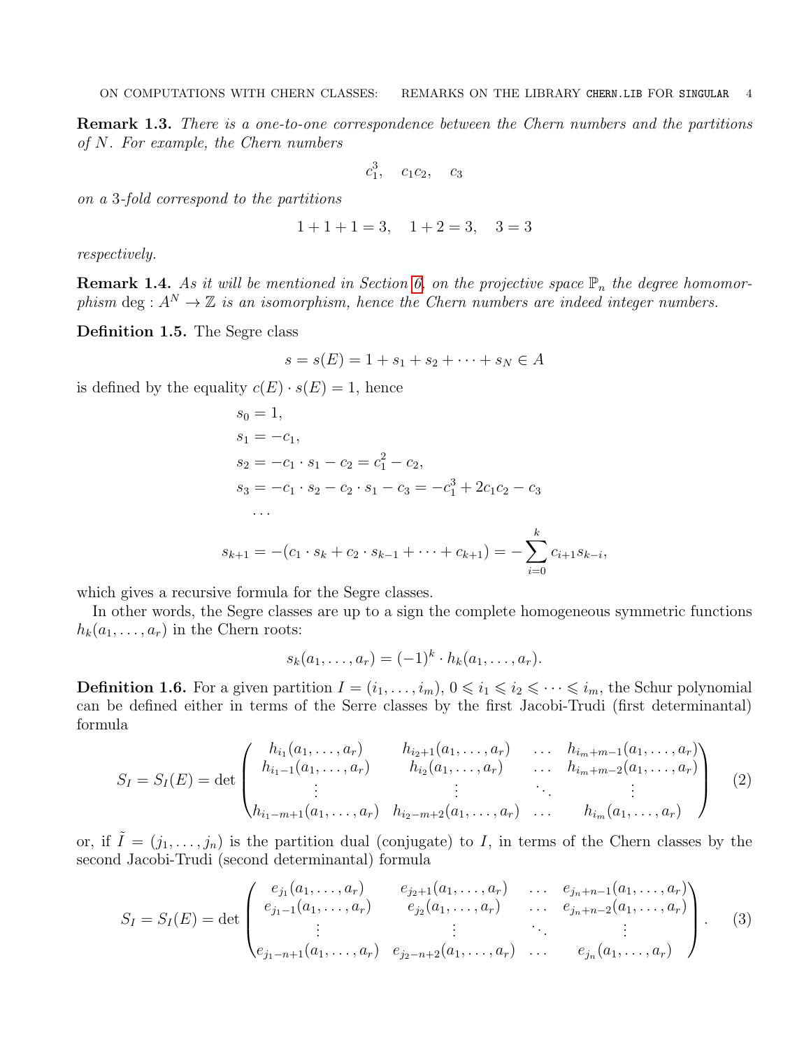**Remark 1.3.** *There is a one-to-one correspondence between the Chern numbers and the partitions of $N$. For example, the Chern numbers*

$$c_1^3, \quad c_1c_2, \quad c_3$$

*on a 3-fold correspond to the partitions*

$$1+1+1=3, \quad 1+2=3, \quad 3=3$$

*respectively.*

**Remark 1.4.** *As it will be mentioned in Section 6, on the projective space $\mathbb{P}_n$ the degree homomorphism $\deg : A^N \to \mathbb{Z}$ is an isomorphism, hence the Chern numbers are indeed integer numbers.*

**Definition 1.5.** The Segre class

$$s = s(E) = 1 + s_1 + s_2 + \cdots + s_N \in A$$

is defined by the equality $c(E) \cdot s(E) = 1$, hence

$$\begin{aligned}
&s_0 = 1, \\
&s_1 = -c_1, \\
&s_2 = -c_1 \cdot s_1 - c_2 = c_1^2 - c_2, \\
&s_3 = -c_1 \cdot s_2 - c_2 \cdot s_1 - c_3 = -c_1^3 + 2c_1c_2 - c_3 \\
&\quad \dots \\
&s_{k+1} = -(c_1 \cdot s_k + c_2 \cdot s_{k-1} + \cdots + c_{k+1}) = -\sum_{i=0}^{k} c_{i+1} s_{k-i},
\end{aligned}$$

which gives a recursive formula for the Segre classes.

In other words, the Segre classes are up to a sign the complete homogeneous symmetric functions $h_k(a_1, \dots, a_r)$ in the Chern roots:

$$s_k(a_1, \dots, a_r) = (-1)^k \cdot h_k(a_1, \dots, a_r).$$

**Definition 1.6.** For a given partition $I = (i_1, \dots, i_m)$, $0 \leqslant i_1 \leqslant i_2 \leqslant \cdots \leqslant i_m$, the Schur polynomial can be defined either in terms of the Serre classes by the first Jacobi-Trudi (first determinantal) formula

$$S_I = S_I(E) = \det \begin{pmatrix} h_{i_1}(a_1,\dots,a_r) & h_{i_2+1}(a_1,\dots,a_r) & \dots & h_{i_m+m-1}(a_1,\dots,a_r) \\ h_{i_1-1}(a_1,\dots,a_r) & h_{i_2}(a_1,\dots,a_r) & \dots & h_{i_m+m-2}(a_1,\dots,a_r) \\ \vdots & \vdots & \ddots & \vdots \\ h_{i_1-m+1}(a_1,\dots,a_r) & h_{i_2-m+2}(a_1,\dots,a_r) & \dots & h_{i_m}(a_1,\dots,a_r) \end{pmatrix} \qquad (2)$$

or, if $\tilde{I} = (j_1, \dots, j_n)$ is the partition dual (conjugate) to $I$, in terms of the Chern classes by the second Jacobi-Trudi (second determinantal) formula

$$S_I = S_I(E) = \det \begin{pmatrix} e_{j_1}(a_1,\dots,a_r) & e_{j_2+1}(a_1,\dots,a_r) & \dots & e_{j_n+n-1}(a_1,\dots,a_r) \\ e_{j_1-1}(a_1,\dots,a_r) & e_{j_2}(a_1,\dots,a_r) & \dots & e_{j_n+n-2}(a_1,\dots,a_r) \\ \vdots & \vdots & \ddots & \vdots \\ e_{j_1-n+1}(a_1,\dots,a_r) & e_{j_2-n+2}(a_1,\dots,a_r) & \dots & e_{j_n}(a_1,\dots,a_r) \end{pmatrix}. \qquad (3)$$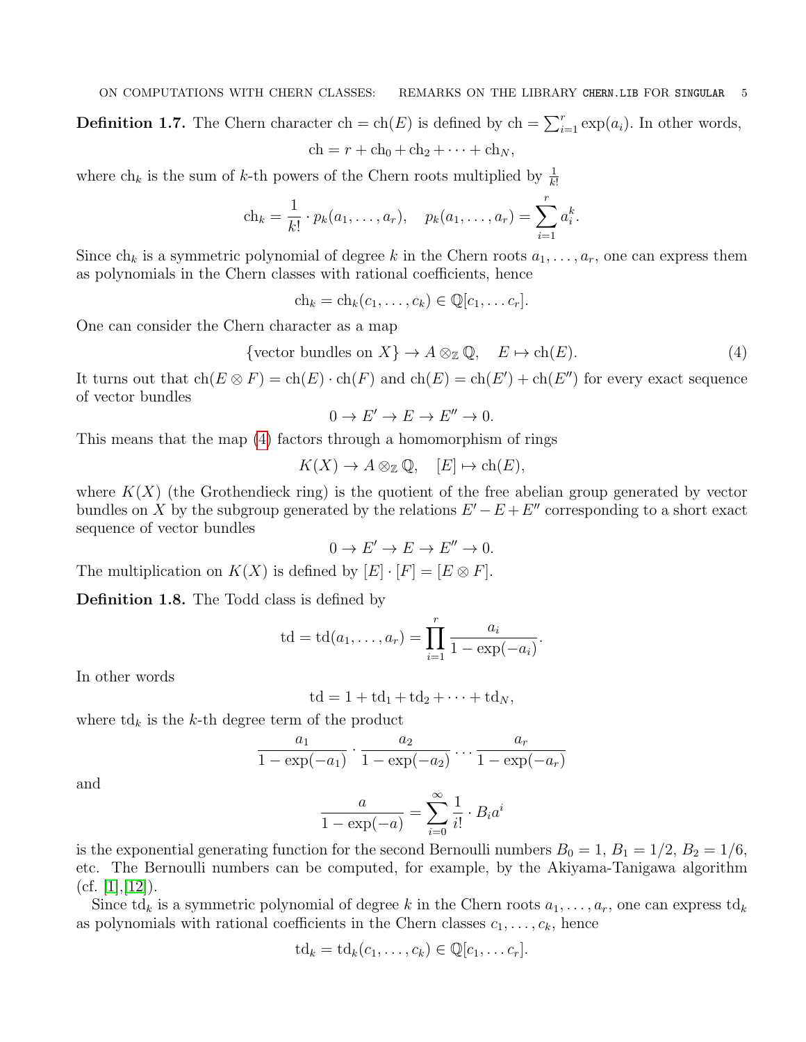**Definition 1.7.** The Chern character $\mathrm{ch} = \mathrm{ch}(E)$ is defined by $\mathrm{ch} = \sum_{i=1}^{r} \exp(a_i)$. In other words,

$$\mathrm{ch} = r + \mathrm{ch}_0 + \mathrm{ch}_2 + \cdots + \mathrm{ch}_N,$$

where $\mathrm{ch}_k$ is the sum of $k$-th powers of the Chern roots multiplied by $\frac{1}{k!}$

$$\mathrm{ch}_k = \frac{1}{k!} \cdot p_k(a_1, \ldots, a_r), \quad p_k(a_1, \ldots, a_r) = \sum_{i=1}^{r} a_i^k.$$

Since $\mathrm{ch}_k$ is a symmetric polynomial of degree $k$ in the Chern roots $a_1, \ldots, a_r$, one can express them as polynomials in the Chern classes with rational coefficients, hence

$$\mathrm{ch}_k = \mathrm{ch}_k(c_1, \ldots, c_k) \in \mathbb{Q}[c_1, \ldots c_r].$$

One can consider the Chern character as a map

$$\{\text{vector bundles on } X\} \to A \otimes_{\mathbb{Z}} \mathbb{Q}, \quad E \mapsto \mathrm{ch}(E). \tag{4}$$

It turns out that $\mathrm{ch}(E \otimes F) = \mathrm{ch}(E) \cdot \mathrm{ch}(F)$ and $\mathrm{ch}(E) = \mathrm{ch}(E') + \mathrm{ch}(E'')$ for every exact sequence of vector bundles

$$0 \to E' \to E \to E'' \to 0.$$

This means that the map (4) factors through a homomorphism of rings

$$K(X) \to A \otimes_{\mathbb{Z}} \mathbb{Q}, \quad [E] \mapsto \mathrm{ch}(E),$$

where $K(X)$ (the Grothendieck ring) is the quotient of the free abelian group generated by vector bundles on $X$ by the subgroup generated by the relations $E' - E + E''$ corresponding to a short exact sequence of vector bundles

$$0 \to E' \to E \to E'' \to 0.$$

The multiplication on $K(X)$ is defined by $[E] \cdot [F] = [E \otimes F]$.

**Definition 1.8.** The Todd class is defined by

$$\mathrm{td} = \mathrm{td}(a_1, \ldots, a_r) = \prod_{i=1}^{r} \frac{a_i}{1 - \exp(-a_i)}.$$

In other words

$$\mathrm{td} = 1 + \mathrm{td}_1 + \mathrm{td}_2 + \cdots + \mathrm{td}_N,$$

where $\mathrm{td}_k$ is the $k$-th degree term of the product

$$\frac{a_1}{1 - \exp(-a_1)} \cdot \frac{a_2}{1 - \exp(-a_2)} \cdots \frac{a_r}{1 - \exp(-a_r)}$$

and

$$\frac{a}{1 - \exp(-a)} = \sum_{i=0}^{\infty} \frac{1}{i!} \cdot B_i a^i$$

is the exponential generating function for the second Bernoulli numbers $B_0 = 1$, $B_1 = 1/2$, $B_2 = 1/6$, etc. The Bernoulli numbers can be computed, for example, by the Akiyama-Tanigawa algorithm (cf. [1],[12]).

Since $\mathrm{td}_k$ is a symmetric polynomial of degree $k$ in the Chern roots $a_1, \ldots, a_r$, one can express $\mathrm{td}_k$ as polynomials with rational coefficients in the Chern classes $c_1, \ldots, c_k$, hence

$$\mathrm{td}_k = \mathrm{td}_k(c_1, \ldots, c_k) \in \mathbb{Q}[c_1, \ldots c_r].$$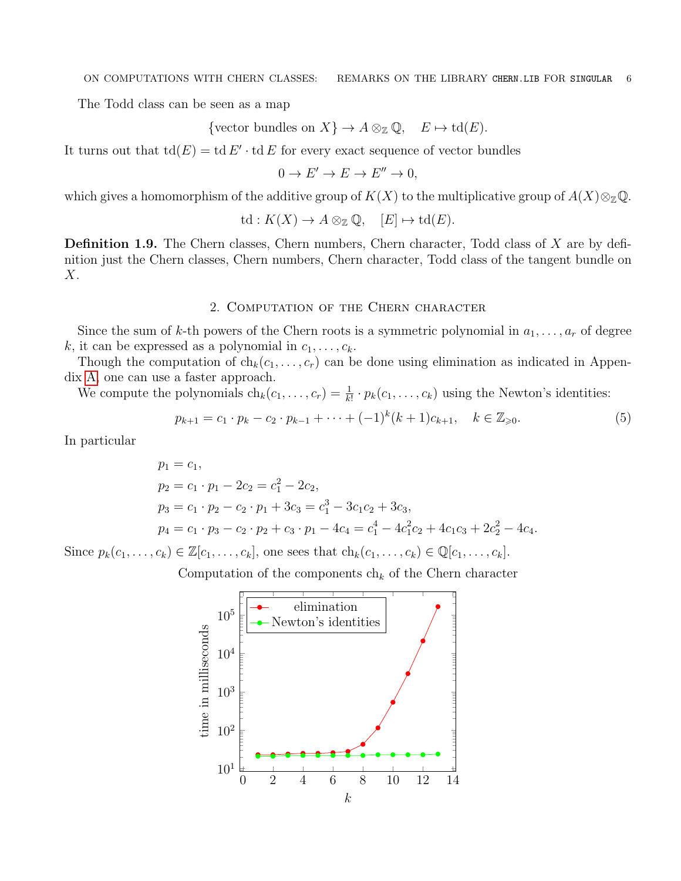The Todd class can be seen as a map

$$\{\text{vector bundles on } X\} \to A \otimes_{\mathbb{Z}} \mathbb{Q}, \quad E \mapsto \operatorname{td}(E).$$

It turns out that $\operatorname{td}(E) = \operatorname{td} E' \cdot \operatorname{td} E$ for every exact sequence of vector bundles

$$0 \to E' \to E \to E'' \to 0,$$

which gives a homomorphism of the additive group of $K(X)$ to the multiplicative group of $A(X) \otimes_{\mathbb{Z}} \mathbb{Q}$.

$$\operatorname{td} : K(X) \to A \otimes_{\mathbb{Z}} \mathbb{Q}, \quad [E] \mapsto \operatorname{td}(E).$$

**Definition 1.9.** The Chern classes, Chern numbers, Chern character, Todd class of $X$ are by definition just the Chern classes, Chern numbers, Chern character, Todd class of the tangent bundle on $X$.

## 2. Computation of the Chern character

Since the sum of $k$-th powers of the Chern roots is a symmetric polynomial in $a_1, \ldots, a_r$ of degree $k$, it can be expressed as a polynomial in $c_1, \ldots, c_k$.

Though the computation of $\operatorname{ch}_k(c_1, \ldots, c_r)$ can be done using elimination as indicated in Appendix A, one can use a faster approach.

We compute the polynomials $\operatorname{ch}_k(c_1, \ldots, c_r) = \frac{1}{k!} \cdot p_k(c_1, \ldots, c_k)$ using the Newton's identities:

$$p_{k+1} = c_1 \cdot p_k - c_2 \cdot p_{k-1} + \cdots + (-1)^k (k+1) c_{k+1}, \quad k \in \mathbb{Z}_{\geqslant 0}. \tag{5}$$

In particular

$$\begin{aligned}
p_1 &= c_1, \\
p_2 &= c_1 \cdot p_1 - 2c_2 = c_1^2 - 2c_2, \\
p_3 &= c_1 \cdot p_2 - c_2 \cdot p_1 + 3c_3 = c_1^3 - 3c_1c_2 + 3c_3, \\
p_4 &= c_1 \cdot p_3 - c_2 \cdot p_2 + c_3 \cdot p_1 - 4c_4 = c_1^4 - 4c_1^2c_2 + 4c_1c_3 + 2c_2^2 - 4c_4.
\end{aligned}$$

Since $p_k(c_1, \ldots, c_k) \in \mathbb{Z}[c_1, \ldots, c_k]$, one sees that $\operatorname{ch}_k(c_1, \ldots, c_k) \in \mathbb{Q}[c_1, \ldots, c_k]$.

Computation of the components $\operatorname{ch}_k$ of the Chern character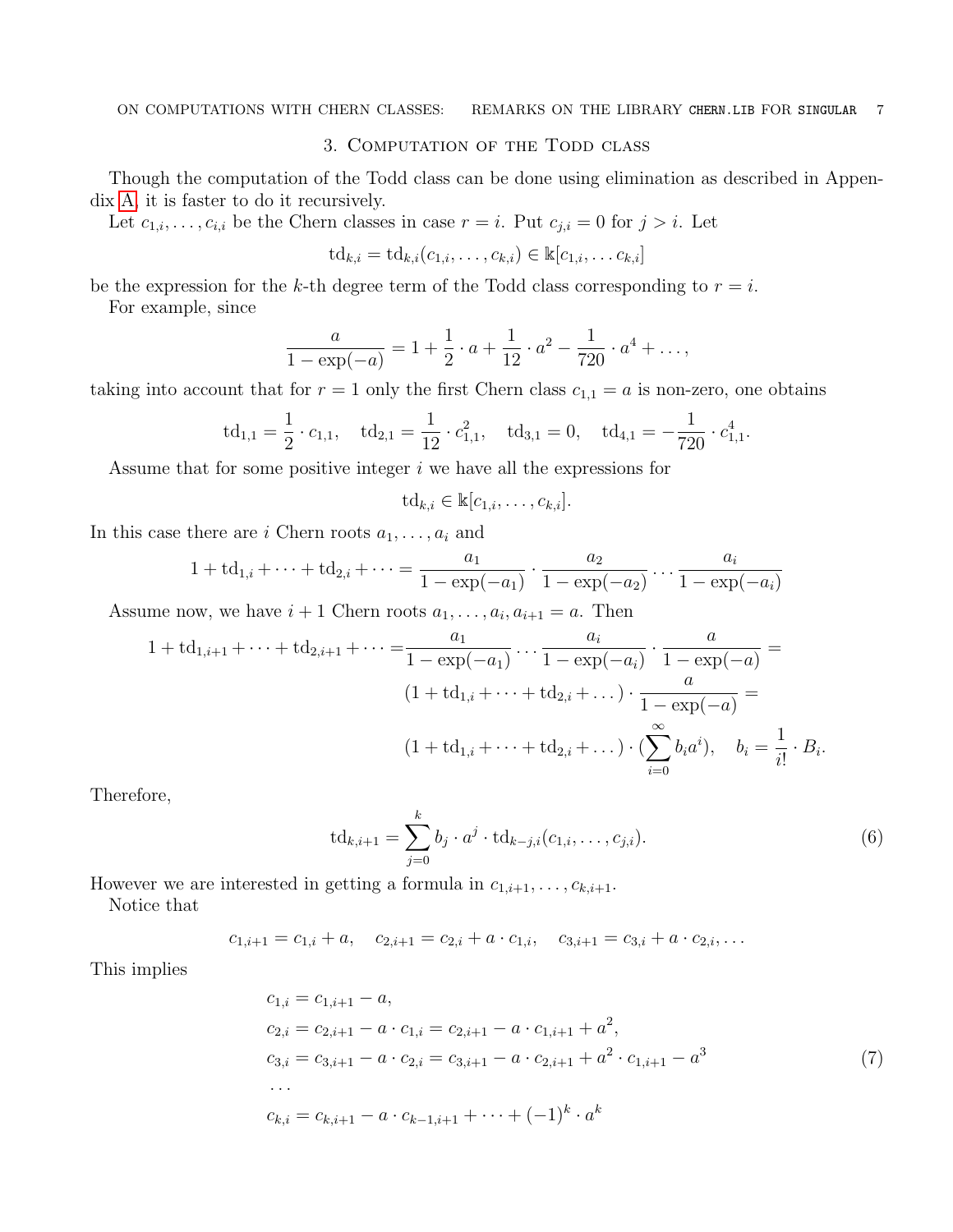## 3. Computation of the Todd class

Though the computation of the Todd class can be done using elimination as described in Appendix A, it is faster to do it recursively.

Let $c_{1,i}, \dots, c_{i,i}$ be the Chern classes in case $r = i$. Put $c_{j,i} = 0$ for $j > i$. Let

$$\mathrm{td}_{k,i} = \mathrm{td}_{k,i}(c_{1,i}, \dots, c_{k,i}) \in \Bbbk[c_{1,i}, \dots c_{k,i}]$$

be the expression for the $k$-th degree term of the Todd class corresponding to $r = i$.

For example, since

$$\frac{a}{1 - \exp(-a)} = 1 + \frac{1}{2} \cdot a + \frac{1}{12} \cdot a^2 - \frac{1}{720} \cdot a^4 + \dots,$$

taking into account that for $r = 1$ only the first Chern class $c_{1,1} = a$ is non-zero, one obtains

$$\mathrm{td}_{1,1} = \frac{1}{2} \cdot c_{1,1}, \quad \mathrm{td}_{2,1} = \frac{1}{12} \cdot c_{1,1}^2, \quad \mathrm{td}_{3,1} = 0, \quad \mathrm{td}_{4,1} = -\frac{1}{720} \cdot c_{1,1}^4.$$

Assume that for some positive integer $i$ we have all the expressions for

$$\mathrm{td}_{k,i} \in \Bbbk[c_{1,i}, \dots, c_{k,i}].$$

In this case there are $i$ Chern roots $a_1, \dots, a_i$ and

$$1 + \mathrm{td}_{1,i} + \dots + \mathrm{td}_{2,i} + \dots = \frac{a_1}{1 - \exp(-a_1)} \cdot \frac{a_2}{1 - \exp(-a_2)} \cdots \frac{a_i}{1 - \exp(-a_i)}$$

Assume now, we have $i + 1$ Chern roots $a_1, \dots, a_i, a_{i+1} = a$. Then

$$\begin{aligned} 1 + \mathrm{td}_{1,i+1} + \dots + \mathrm{td}_{2,i+1} + \dots = & \frac{a_1}{1 - \exp(-a_1)} \cdots \frac{a_i}{1 - \exp(-a_i)} \cdot \frac{a}{1 - \exp(-a)} = \\ & (1 + \mathrm{td}_{1,i} + \dots + \mathrm{td}_{2,i} + \dots) \cdot \frac{a}{1 - \exp(-a)} = \\ & (1 + \mathrm{td}_{1,i} + \dots + \mathrm{td}_{2,i} + \dots) \cdot (\sum_{i=0}^{\infty} b_i a^i), \quad b_i = \frac{1}{i!} \cdot B_i. \end{aligned}$$

Therefore,

$$\mathrm{td}_{k,i+1} = \sum_{j=0}^{k} b_j \cdot a^j \cdot \mathrm{td}_{k-j,i}(c_{1,i}, \dots, c_{j,i}). \tag{6}$$

However we are interested in getting a formula in $c_{1,i+1}, \dots, c_{k,i+1}$.

Notice that

$$c_{1,i+1} = c_{1,i} + a, \quad c_{2,i+1} = c_{2,i} + a \cdot c_{1,i}, \quad c_{3,i+1} = c_{3,i} + a \cdot c_{2,i}, \dots$$

This implies

$$\begin{aligned} & c_{1,i} = c_{1,i+1} - a, \\ & c_{2,i} = c_{2,i+1} - a \cdot c_{1,i} = c_{2,i+1} - a \cdot c_{1,i+1} + a^2, \\ & c_{3,i} = c_{3,i+1} - a \cdot c_{2,i} = c_{3,i+1} - a \cdot c_{2,i+1} + a^2 \cdot c_{1,i+1} - a^3 \\ & \dots \\ & c_{k,i} = c_{k,i+1} - a \cdot c_{k-1,i+1} + \dots + (-1)^k \cdot a^k \end{aligned} \tag{7}$$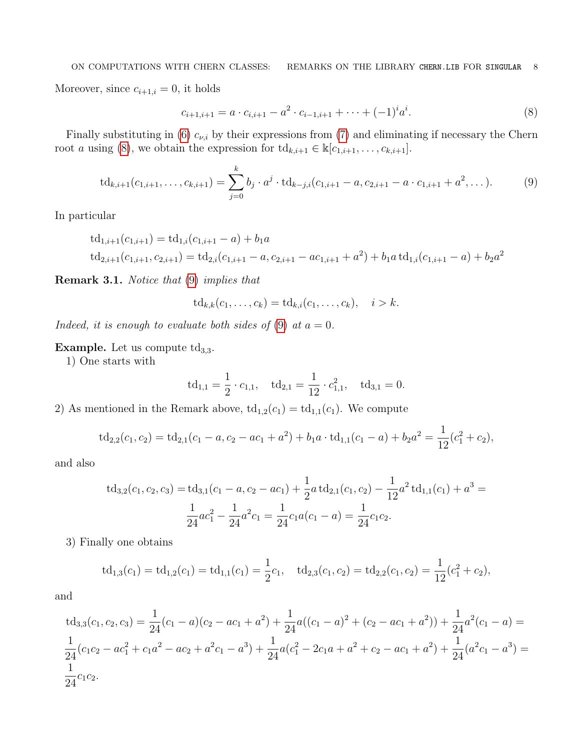Moreover, since $c_{i+1,i} = 0$, it holds

$$c_{i+1,i+1} = a \cdot c_{i,i+1} - a^2 \cdot c_{i-1,i+1} + \cdots + (-1)^i a^i. \tag{8}$$

Finally substituting in (6) $c_{\nu,i}$ by their expressions from (7) and eliminating if necessary the Chern root $a$ using (8), we obtain the expression for $\mathrm{td}_{k,i+1} \in \Bbbk[c_{1,i+1}, \ldots, c_{k,i+1}]$.

$$\mathrm{td}_{k,i+1}(c_{1,i+1}, \ldots, c_{k,i+1}) = \sum_{j=0}^{k} b_j \cdot a^j \cdot \mathrm{td}_{k-j,i}(c_{1,i+1} - a, c_{2,i+1} - a \cdot c_{1,i+1} + a^2, \ldots). \tag{9}$$

In particular

$$\mathrm{td}_{1,i+1}(c_{1,i+1}) = \mathrm{td}_{1,i}(c_{1,i+1} - a) + b_1 a$$
$$\mathrm{td}_{2,i+1}(c_{1,i+1}, c_{2,i+1}) = \mathrm{td}_{2,i}(c_{1,i+1} - a, c_{2,i+1} - ac_{1,i+1} + a^2) + b_1 a\, \mathrm{td}_{1,i}(c_{1,i+1} - a) + b_2 a^2$$

**Remark 3.1.** *Notice that* (9) *implies that*

$$\mathrm{td}_{k,k}(c_1, \ldots, c_k) = \mathrm{td}_{k,i}(c_1, \ldots, c_k), \quad i > k.$$

*Indeed, it is enough to evaluate both sides of* (9) *at* $a = 0$.

**Example.** Let us compute $\mathrm{td}_{3,3}$.

1) One starts with

$$\mathrm{td}_{1,1} = \frac{1}{2} \cdot c_{1,1}, \quad \mathrm{td}_{2,1} = \frac{1}{12} \cdot c_{1,1}^2, \quad \mathrm{td}_{3,1} = 0.$$

2) As mentioned in the Remark above, $\mathrm{td}_{1,2}(c_1) = \mathrm{td}_{1,1}(c_1)$. We compute

$$\mathrm{td}_{2,2}(c_1, c_2) = \mathrm{td}_{2,1}(c_1 - a, c_2 - ac_1 + a^2) + b_1 a \cdot \mathrm{td}_{1,1}(c_1 - a) + b_2 a^2 = \frac{1}{12}(c_1^2 + c_2),$$

and also

$$\mathrm{td}_{3,2}(c_1, c_2, c_3) = \mathrm{td}_{3,1}(c_1 - a, c_2 - ac_1) + \frac{1}{2} a\, \mathrm{td}_{2,1}(c_1, c_2) - \frac{1}{12} a^2\, \mathrm{td}_{1,1}(c_1) + a^3 =$$
$$\frac{1}{24} ac_1^2 - \frac{1}{24} a^2 c_1 = \frac{1}{24} c_1 a(c_1 - a) = \frac{1}{24} c_1 c_2.$$

3) Finally one obtains

$$\mathrm{td}_{1,3}(c_1) = \mathrm{td}_{1,2}(c_1) = \mathrm{td}_{1,1}(c_1) = \frac{1}{2} c_1, \quad \mathrm{td}_{2,3}(c_1, c_2) = \mathrm{td}_{2,2}(c_1, c_2) = \frac{1}{12}(c_1^2 + c_2),$$

and

$$\mathrm{td}_{3,3}(c_1, c_2, c_3) = \frac{1}{24}(c_1 - a)(c_2 - ac_1 + a^2) + \frac{1}{24} a((c_1 - a)^2 + (c_2 - ac_1 + a^2)) + \frac{1}{24} a^2 (c_1 - a) =$$
$$\frac{1}{24}(c_1 c_2 - ac_1^2 + c_1 a^2 - ac_2 + a^2 c_1 - a^3) + \frac{1}{24} a(c_1^2 - 2c_1 a + a^2 + c_2 - ac_1 + a^2) + \frac{1}{24}(a^2 c_1 - a^3) =$$
$$\frac{1}{24} c_1 c_2.$$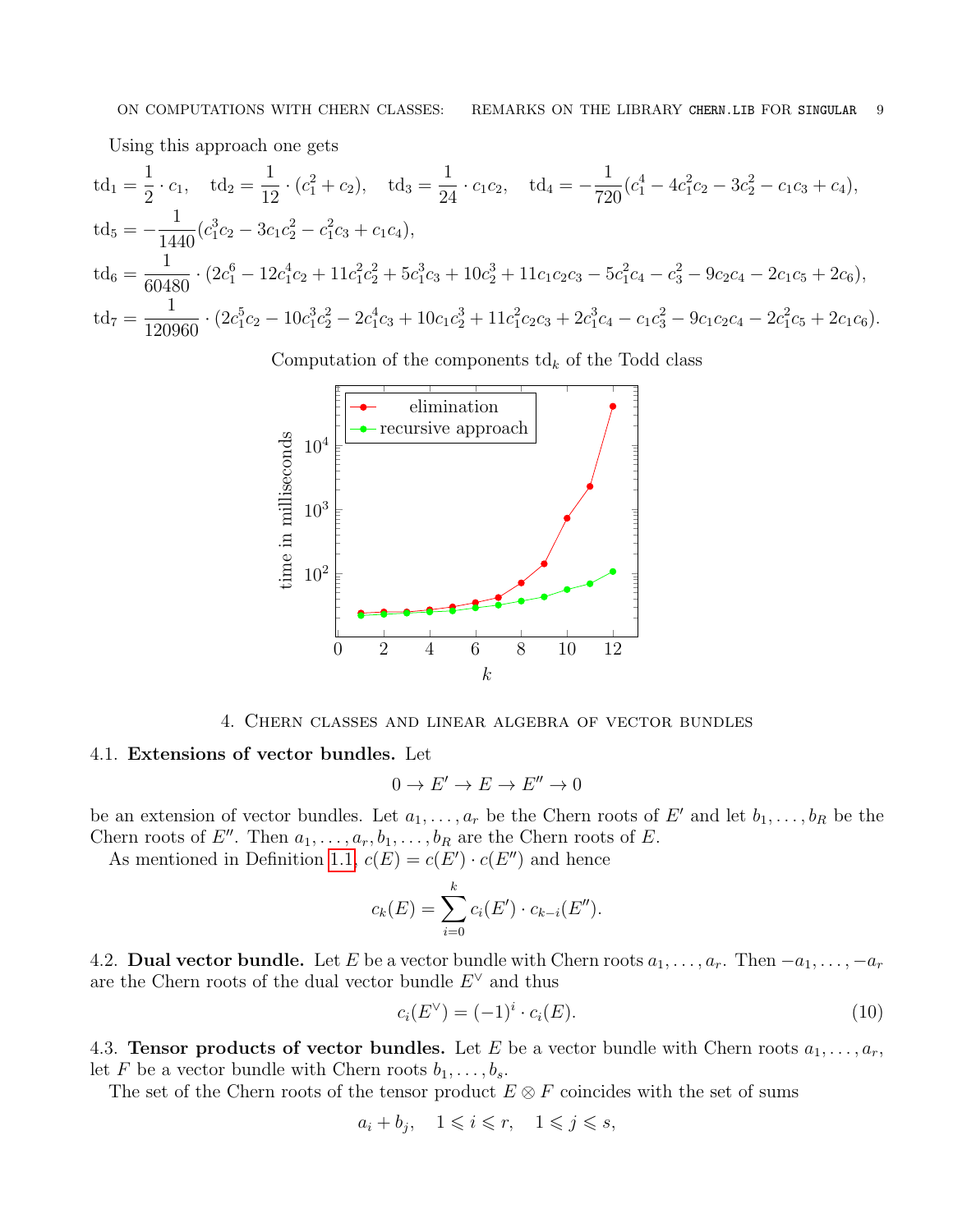Using this approach one gets

$$\mathrm{td}_1 = \frac{1}{2}\cdot c_1, \quad \mathrm{td}_2 = \frac{1}{12}\cdot(c_1^2 + c_2), \quad \mathrm{td}_3 = \frac{1}{24}\cdot c_1c_2, \quad \mathrm{td}_4 = -\frac{1}{720}(c_1^4 - 4c_1^2c_2 - 3c_2^2 - c_1c_3 + c_4),$$

$$\mathrm{td}_5 = -\frac{1}{1440}(c_1^3c_2 - 3c_1c_2^2 - c_1^2c_3 + c_1c_4),$$

$$\mathrm{td}_6 = \frac{1}{60480}\cdot(2c_1^6 - 12c_1^4c_2 + 11c_1^2c_2^2 + 5c_1^3c_3 + 10c_2^3 + 11c_1c_2c_3 - 5c_1^2c_4 - c_3^2 - 9c_2c_4 - 2c_1c_5 + 2c_6),$$

$$\mathrm{td}_7 = \frac{1}{120960}\cdot(2c_1^5c_2 - 10c_1^3c_2^2 - 2c_1^4c_3 + 10c_1c_2^3 + 11c_1^2c_2c_3 + 2c_1^3c_4 - c_1c_3^2 - 9c_1c_2c_4 - 2c_1^2c_5 + 2c_1c_6).$$

Computation of the components $\mathrm{td}_k$ of the Todd class

## 4. Chern classes and linear algebra of vector bundles

**4.1. Extensions of vector bundles.** Let

$$0 \to E' \to E \to E'' \to 0$$

be an extension of vector bundles. Let $a_1, \dots, a_r$ be the Chern roots of $E'$ and let $b_1, \dots, b_R$ be the Chern roots of $E''$. Then $a_1, \dots, a_r, b_1, \dots, b_R$ are the Chern roots of $E$.

As mentioned in Definition 1.1, $c(E) = c(E') \cdot c(E'')$ and hence

$$c_k(E) = \sum_{i=0}^{k} c_i(E') \cdot c_{k-i}(E'').$$

**4.2. Dual vector bundle.** Let $E$ be a vector bundle with Chern roots $a_1, \dots, a_r$. Then $-a_1, \dots, -a_r$ are the Chern roots of the dual vector bundle $E^\vee$ and thus

$$c_i(E^\vee) = (-1)^i \cdot c_i(E). \tag{10}$$

**4.3. Tensor products of vector bundles.** Let $E$ be a vector bundle with Chern roots $a_1, \dots, a_r$, let $F$ be a vector bundle with Chern roots $b_1, \dots, b_s$.

The set of the Chern roots of the tensor product $E \otimes F$ coincides with the set of sums

$$a_i + b_j, \quad 1 \leqslant i \leqslant r, \quad 1 \leqslant j \leqslant s,$$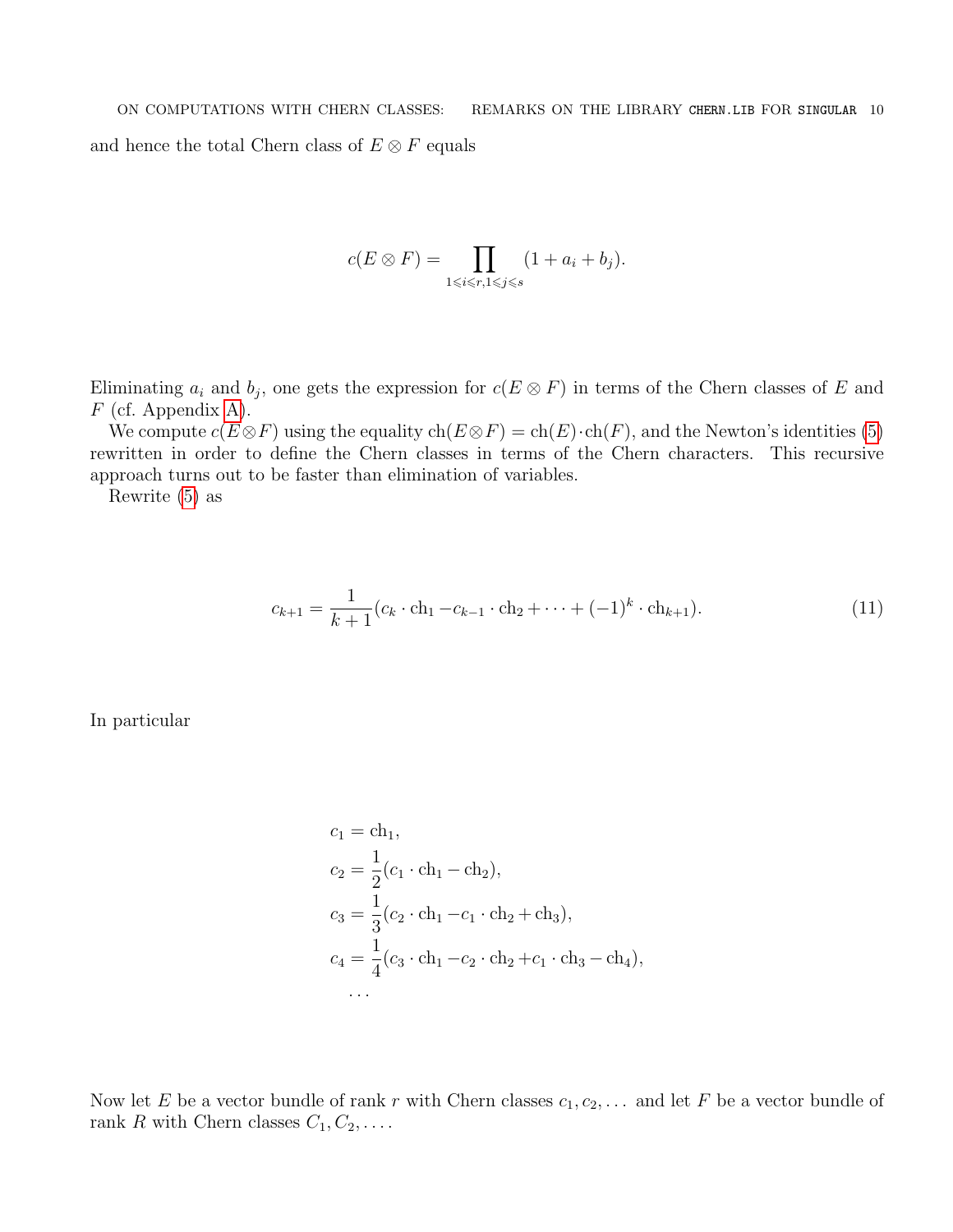and hence the total Chern class of $E \otimes F$ equals

$$c(E \otimes F) = \prod_{1 \leqslant i \leqslant r, 1 \leqslant j \leqslant s} (1 + a_i + b_j).$$

Eliminating $a_i$ and $b_j$, one gets the expression for $c(E \otimes F)$ in terms of the Chern classes of $E$ and $F$ (cf. Appendix A).

We compute $c(E \otimes F)$ using the equality $\operatorname{ch}(E \otimes F) = \operatorname{ch}(E) \cdot \operatorname{ch}(F)$, and the Newton's identities (5) rewritten in order to define the Chern classes in terms of the Chern characters. This recursive approach turns out to be faster than elimination of variables.

Rewrite (5) as

$$c_{k+1} = \frac{1}{k+1} (c_k \cdot \operatorname{ch}_1 - c_{k-1} \cdot \operatorname{ch}_2 + \cdots + (-1)^k \cdot \operatorname{ch}_{k+1}). \tag{11}$$

In particular

$$\begin{aligned}
c_1 &= \operatorname{ch}_1, \\
c_2 &= \frac{1}{2}(c_1 \cdot \operatorname{ch}_1 - \operatorname{ch}_2), \\
c_3 &= \frac{1}{3}(c_2 \cdot \operatorname{ch}_1 - c_1 \cdot \operatorname{ch}_2 + \operatorname{ch}_3), \\
c_4 &= \frac{1}{4}(c_3 \cdot \operatorname{ch}_1 - c_2 \cdot \operatorname{ch}_2 + c_1 \cdot \operatorname{ch}_3 - \operatorname{ch}_4), \\
&\dots
\end{aligned}$$

Now let $E$ be a vector bundle of rank $r$ with Chern classes $c_1, c_2, \dots$ and let $F$ be a vector bundle of rank $R$ with Chern classes $C_1, C_2, \dots$.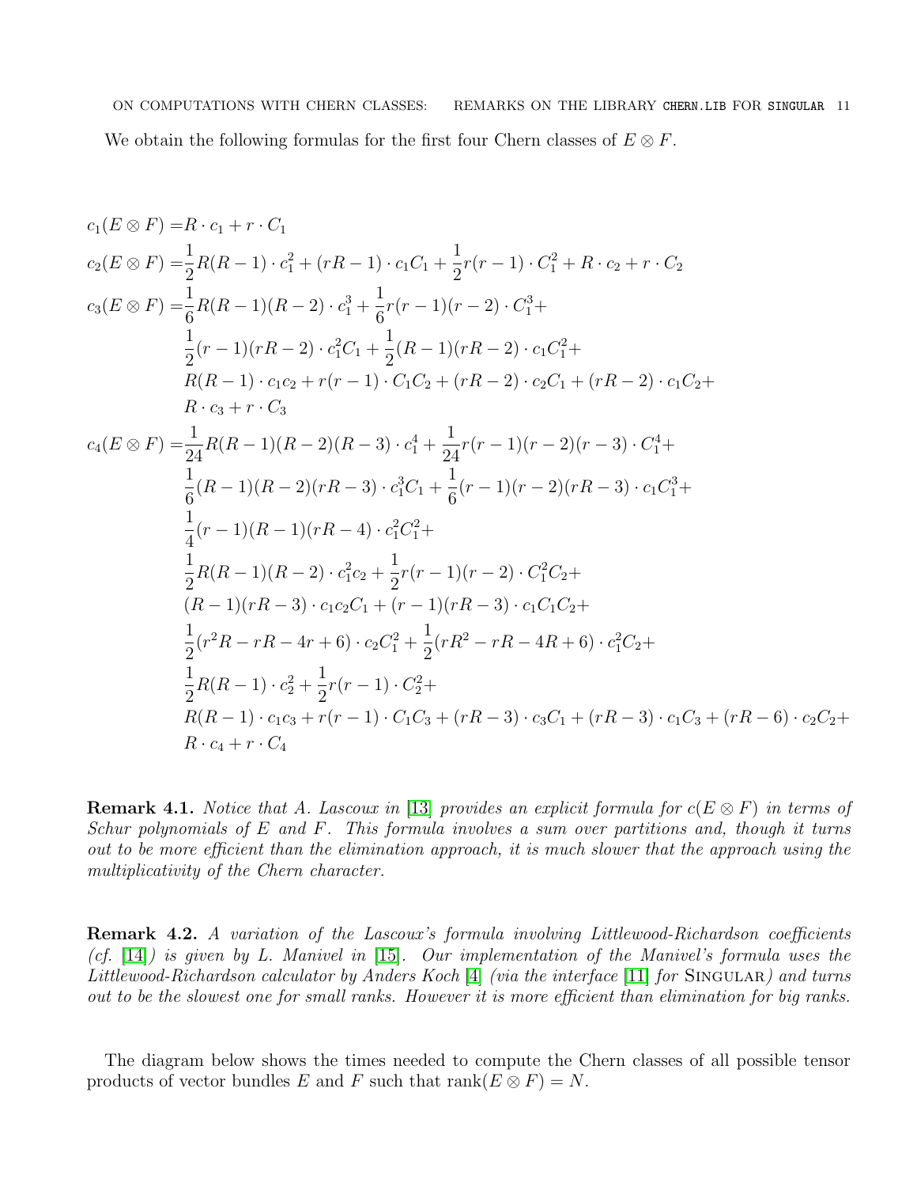We obtain the following formulas for the first four Chern classes of $E \otimes F$.

$$
\begin{aligned}
c_1(E\otimes F) =& R\cdot c_1 + r\cdot C_1\\
c_2(E\otimes F) =& \frac{1}{2}R(R-1)\cdot c_1^2 + (rR-1)\cdot c_1C_1 + \frac{1}{2}r(r-1)\cdot C_1^2 + R\cdot c_2 + r\cdot C_2\\
c_3(E\otimes F) =& \frac{1}{6}R(R-1)(R-2)\cdot c_1^3 + \frac{1}{6}r(r-1)(r-2)\cdot C_1^3 +\\
& \frac{1}{2}(r-1)(rR-2)\cdot c_1^2C_1 + \frac{1}{2}(R-1)(rR-2)\cdot c_1C_1^2 +\\
& R(R-1)\cdot c_1c_2 + r(r-1)\cdot C_1C_2 + (rR-2)\cdot c_2C_1 + (rR-2)\cdot c_1C_2 +\\
& R\cdot c_3 + r\cdot C_3\\
c_4(E\otimes F) =& \frac{1}{24}R(R-1)(R-2)(R-3)\cdot c_1^4 + \frac{1}{24}r(r-1)(r-2)(r-3)\cdot C_1^4 +\\
& \frac{1}{6}(R-1)(R-2)(rR-3)\cdot c_1^3C_1 + \frac{1}{6}(r-1)(r-2)(rR-3)\cdot c_1C_1^3 +\\
& \frac{1}{4}(r-1)(R-1)(rR-4)\cdot c_1^2C_1^2 +\\
& \frac{1}{2}R(R-1)(R-2)\cdot c_1^2c_2 + \frac{1}{2}r(r-1)(r-2)\cdot C_1^2C_2 +\\
& (R-1)(rR-3)\cdot c_1c_2C_1 + (r-1)(rR-3)\cdot c_1C_1C_2 +\\
& \frac{1}{2}(r^2R - rR - 4r + 6)\cdot c_2C_1^2 + \frac{1}{2}(rR^2 - rR - 4R + 6)\cdot c_1^2C_2 +\\
& \frac{1}{2}R(R-1)\cdot c_2^2 + \frac{1}{2}r(r-1)\cdot C_2^2 +\\
& R(R-1)\cdot c_1c_3 + r(r-1)\cdot C_1C_3 + (rR-3)\cdot c_3C_1 + (rR-3)\cdot c_1C_3 + (rR-6)\cdot c_2C_2 +\\
& R\cdot c_4 + r\cdot C_4
\end{aligned}
$$

**Remark 4.1.** *Notice that A. Lascoux in [13] provides an explicit formula for $c(E\otimes F)$ in terms of Schur polynomials of $E$ and $F$. This formula involves a sum over partitions and, though it turns out to be more efficient than the elimination approach, it is much slower that the approach using the multiplicativity of the Chern character.*

**Remark 4.2.** *A variation of the Lascoux's formula involving Littlewood-Richardson coefficients (cf. [14]) is given by L. Manivel in [15]. Our implementation of the Manivel's formula uses the Littlewood-Richardson calculator by Anders Koch [4] (via the interface [11] for* Singular*) and turns out to be the slowest one for small ranks. However it is more efficient than elimination for big ranks.*

The diagram below shows the times needed to compute the Chern classes of all possible tensor products of vector bundles $E$ and $F$ such that $\operatorname{rank}(E\otimes F) = N$.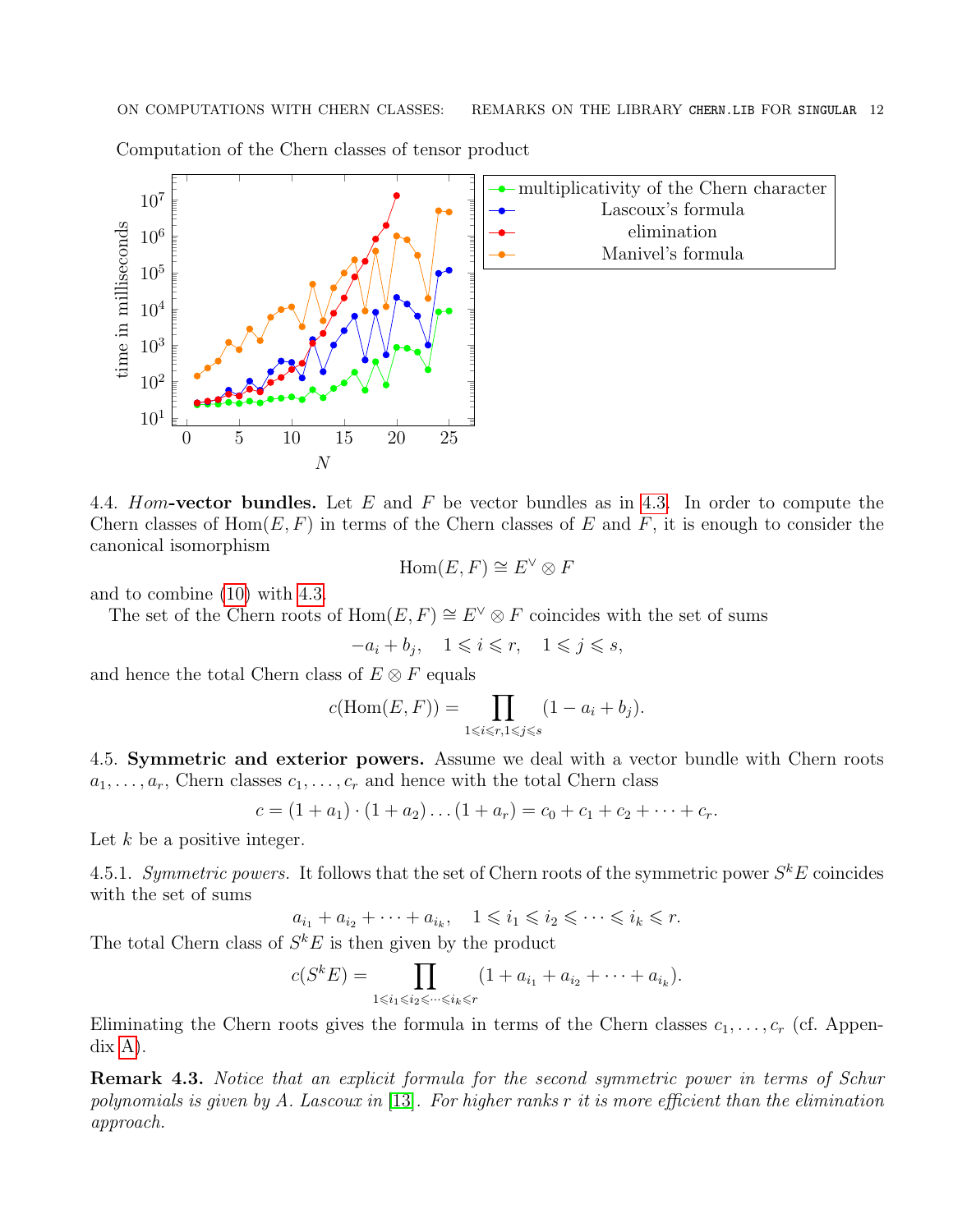Computation of the Chern classes of tensor product

4.4. *Hom*-**vector bundles.** Let $E$ and $F$ be vector bundles as in 4.3. In order to compute the Chern classes of $\operatorname{Hom}(E, F)$ in terms of the Chern classes of $E$ and $F$, it is enough to consider the canonical isomorphism

$$\operatorname{Hom}(E, F) \cong E^{\vee} \otimes F$$

and to combine (10) with 4.3.

The set of the Chern roots of $\operatorname{Hom}(E, F) \cong E^{\vee} \otimes F$ coincides with the set of sums

$$-a_i + b_j, \quad 1 \leqslant i \leqslant r, \quad 1 \leqslant j \leqslant s,$$

and hence the total Chern class of $E \otimes F$ equals

$$c(\operatorname{Hom}(E, F)) = \prod_{1 \leqslant i \leqslant r, 1 \leqslant j \leqslant s} (1 - a_i + b_j).$$

4.5. **Symmetric and exterior powers.** Assume we deal with a vector bundle with Chern roots $a_1, \dots, a_r$, Chern classes $c_1, \dots, c_r$ and hence with the total Chern class

$$c = (1 + a_1) \cdot (1 + a_2) \dots (1 + a_r) = c_0 + c_1 + c_2 + \dots + c_r.$$

Let $k$ be a positive integer.

4.5.1. *Symmetric powers.* It follows that the set of Chern roots of the symmetric power $S^k E$ coincides with the set of sums

$$a_{i_1} + a_{i_2} + \dots + a_{i_k}, \quad 1 \leqslant i_1 \leqslant i_2 \leqslant \dots \leqslant i_k \leqslant r.$$

The total Chern class of $S^k E$ is then given by the product

$$c(S^k E) = \prod_{1 \leqslant i_1 \leqslant i_2 \leqslant \dots \leqslant i_k \leqslant r} (1 + a_{i_1} + a_{i_2} + \dots + a_{i_k}).$$

Eliminating the Chern roots gives the formula in terms of the Chern classes $c_1, \dots, c_r$ (cf. Appendix A).

**Remark 4.3.** *Notice that an explicit formula for the second symmetric power in terms of Schur polynomials is given by A. Lascoux in [13]. For higher ranks $r$ it is more efficient than the elimination approach.*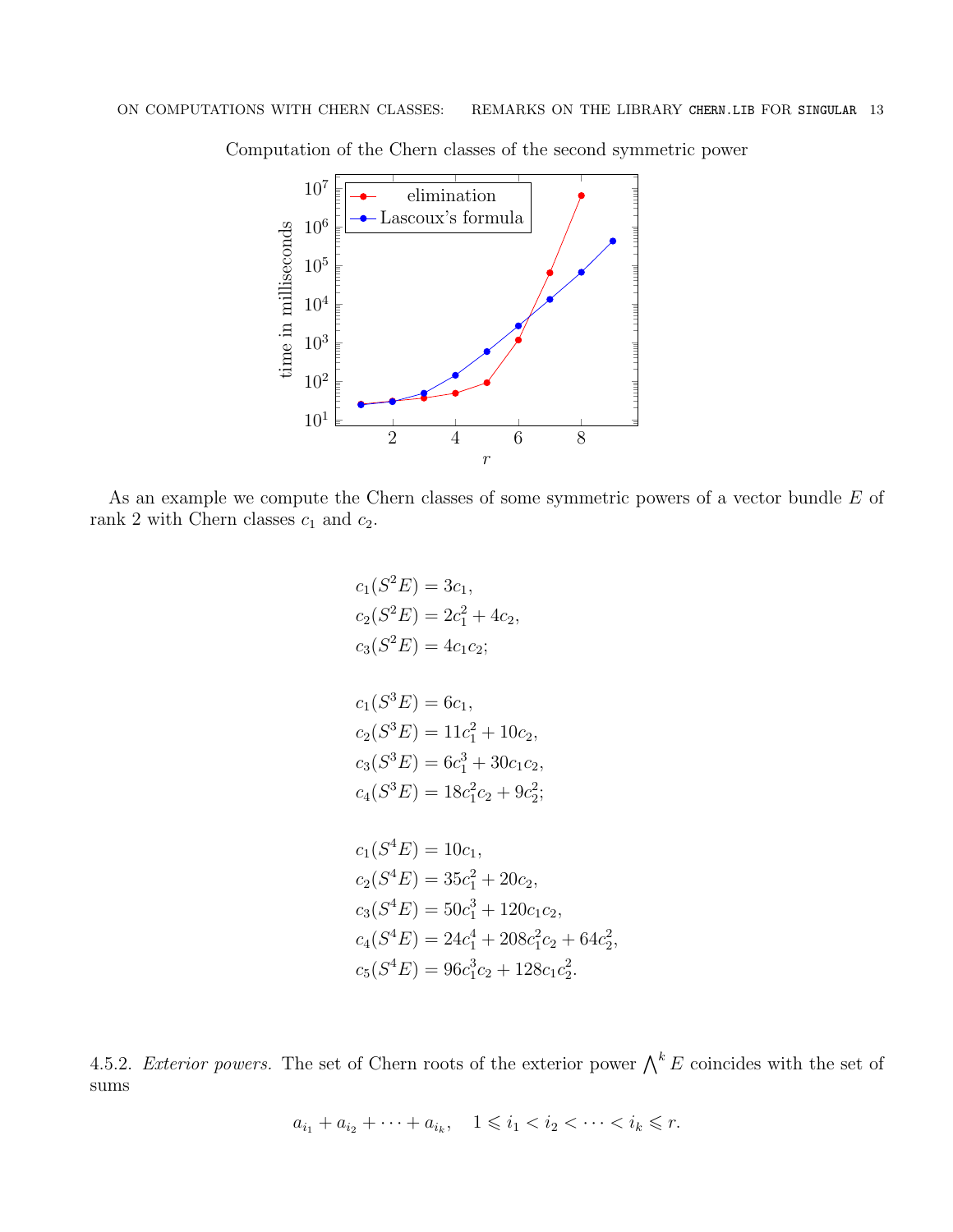Computation of the Chern classes of the second symmetric power

As an example we compute the Chern classes of some symmetric powers of a vector bundle $E$ of rank 2 with Chern classes $c_1$ and $c_2$.

$$
\begin{aligned}
c_1(S^2E) &= 3c_1,\\
c_2(S^2E) &= 2c_1^2 + 4c_2,\\
c_3(S^2E) &= 4c_1c_2;
\end{aligned}
$$

$$
\begin{aligned}
c_1(S^3E) &= 6c_1,\\
c_2(S^3E) &= 11c_1^2 + 10c_2,\\
c_3(S^3E) &= 6c_1^3 + 30c_1c_2,\\
c_4(S^3E) &= 18c_1^2c_2 + 9c_2^2;
\end{aligned}
$$

$$
\begin{aligned}
c_1(S^4E) &= 10c_1,\\
c_2(S^4E) &= 35c_1^2 + 20c_2,\\
c_3(S^4E) &= 50c_1^3 + 120c_1c_2,\\
c_4(S^4E) &= 24c_1^4 + 208c_1^2c_2 + 64c_2^2,\\
c_5(S^4E) &= 96c_1^3c_2 + 128c_1c_2^2.
\end{aligned}
$$

4.5.2. *Exterior powers.* The set of Chern roots of the exterior power $\bigwedge^k E$ coincides with the set of sums

$$a_{i_1} + a_{i_2} + \cdots + a_{i_k}, \quad 1 \leqslant i_1 < i_2 < \cdots < i_k \leqslant r.$$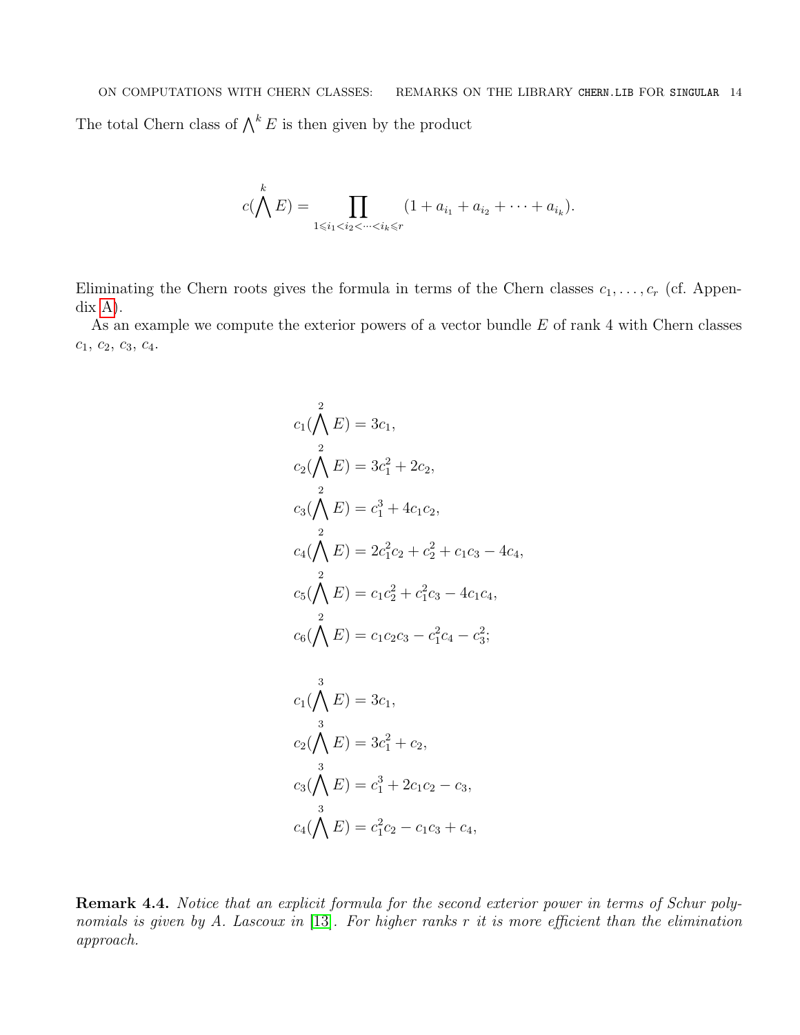The total Chern class of $\bigwedge^k E$ is then given by the product

$$c(\bigwedge^k E) = \prod_{1 \leqslant i_1 < i_2 < \cdots < i_k \leqslant r} (1 + a_{i_1} + a_{i_2} + \cdots + a_{i_k}).$$

Eliminating the Chern roots gives the formula in terms of the Chern classes $c_1, \ldots, c_r$ (cf. Appendix A).

As an example we compute the exterior powers of a vector bundle $E$ of rank 4 with Chern classes $c_1$, $c_2$, $c_3$, $c_4$.

$$c_1(\bigwedge^2 E) = 3c_1,$$

$$c_2(\bigwedge^2 E) = 3c_1^2 + 2c_2,$$

$$c_3(\bigwedge^2 E) = c_1^3 + 4c_1c_2,$$

$$c_4(\bigwedge^2 E) = 2c_1^2c_2 + c_2^2 + c_1c_3 - 4c_4,$$

$$c_5(\bigwedge^2 E) = c_1c_2^2 + c_1^2c_3 - 4c_1c_4,$$

$$c_6(\bigwedge^2 E) = c_1c_2c_3 - c_1^2c_4 - c_3^2;$$

$$c_1(\bigwedge^3 E) = 3c_1,$$

$$c_2(\bigwedge^3 E) = 3c_1^2 + c_2,$$

$$c_3(\bigwedge^3 E) = c_1^3 + 2c_1c_2 - c_3,$$

$$c_4(\bigwedge^3 E) = c_1^2c_2 - c_1c_3 + c_4,$$

**Remark 4.4.** *Notice that an explicit formula for the second exterior power in terms of Schur polynomials is given by A. Lascoux in [13]. For higher ranks $r$ it is more efficient than the elimination approach.*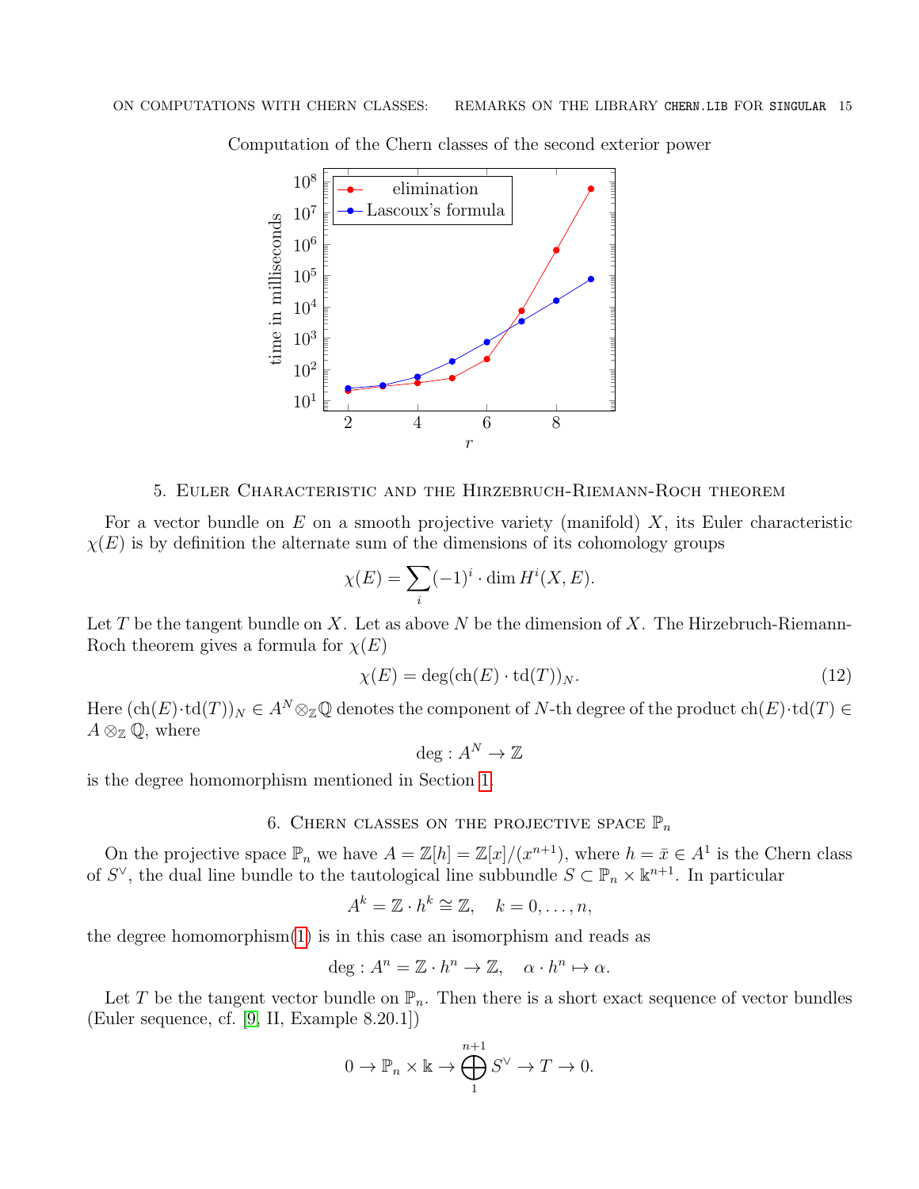Computation of the Chern classes of the second exterior power

## 5. Euler Characteristic and the Hirzebruch-Riemann-Roch theorem

For a vector bundle on $E$ on a smooth projective variety (manifold) $X$, its Euler characteristic $\chi(E)$ is by definition the alternate sum of the dimensions of its cohomology groups

$$\chi(E) = \sum_i (-1)^i \cdot \dim H^i(X, E).$$

Let $T$ be the tangent bundle on $X$. Let as above $N$ be the dimension of $X$. The Hirzebruch-Riemann-Roch theorem gives a formula for $\chi(E)$

$$\chi(E) = \deg(\mathrm{ch}(E) \cdot \mathrm{td}(T))_N. \tag{12}$$

Here $(\mathrm{ch}(E) \cdot \mathrm{td}(T))_N \in A^N \otimes_{\mathbb{Z}} \mathbb{Q}$ denotes the component of $N$-th degree of the product $\mathrm{ch}(E) \cdot \mathrm{td}(T) \in A \otimes_{\mathbb{Z}} \mathbb{Q}$, where

$$\deg : A^N \to \mathbb{Z}$$

is the degree homomorphism mentioned in Section 1.

## 6. Chern classes on the projective space $\mathbb{P}_n$

On the projective space $\mathbb{P}_n$ we have $A = \mathbb{Z}[h] = \mathbb{Z}[x]/(x^{n+1})$, where $h = \bar{x} \in A^1$ is the Chern class of $S^\vee$, the dual line bundle to the tautological line subbundle $S \subset \mathbb{P}_n \times \mathbb{k}^{n+1}$. In particular

$$A^k = \mathbb{Z} \cdot h^k \cong \mathbb{Z}, \quad k = 0, \ldots, n,$$

the degree homomorphism(1) is in this case an isomorphism and reads as

$$\deg : A^n = \mathbb{Z} \cdot h^n \to \mathbb{Z}, \quad \alpha \cdot h^n \mapsto \alpha.$$

Let $T$ be the tangent vector bundle on $\mathbb{P}_n$. Then there is a short exact sequence of vector bundles (Euler sequence, cf. [9, II, Example 8.20.1])

$$0 \to \mathbb{P}_n \times \mathbb{k} \to \bigoplus_1^{n+1} S^\vee \to T \to 0.$$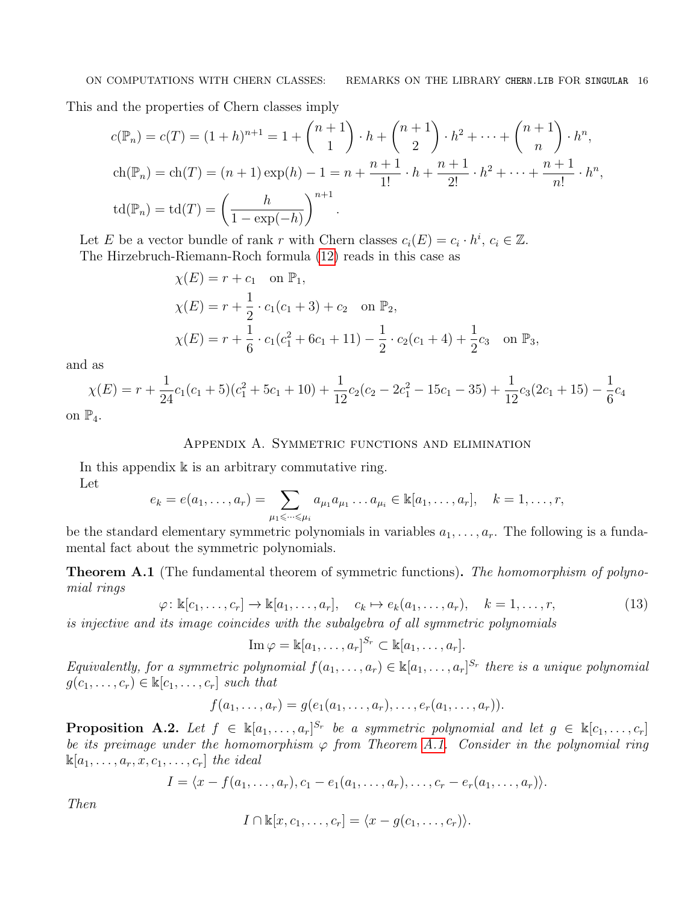This and the properties of Chern classes imply

$$
\begin{aligned}
c(\mathbb{P}_n) &= c(T) = (1+h)^{n+1} = 1 + \binom{n+1}{1}\cdot h + \binom{n+1}{2}\cdot h^2 + \cdots + \binom{n+1}{n}\cdot h^n,\\
\operatorname{ch}(\mathbb{P}_n) &= \operatorname{ch}(T) = (n+1)\exp(h) - 1 = n + \frac{n+1}{1!}\cdot h + \frac{n+1}{2!}\cdot h^2 + \cdots + \frac{n+1}{n!}\cdot h^n,\\
\operatorname{td}(\mathbb{P}_n) &= \operatorname{td}(T) = \left(\frac{h}{1-\exp(-h)}\right)^{n+1}.
\end{aligned}
$$

Let $E$ be a vector bundle of rank $r$ with Chern classes $c_i(E) = c_i \cdot h^i$, $c_i \in \mathbb{Z}$.

The Hirzebruch-Riemann-Roch formula (12) reads in this case as

$$
\begin{aligned}
\chi(E) &= r + c_1 \quad \text{on } \mathbb{P}_1,\\
\chi(E) &= r + \frac{1}{2}\cdot c_1(c_1+3) + c_2 \quad \text{on } \mathbb{P}_2,\\
\chi(E) &= r + \frac{1}{6}\cdot c_1(c_1^2 + 6c_1 + 11) - \frac{1}{2}\cdot c_2(c_1+4) + \frac{1}{2}c_3 \quad \text{on } \mathbb{P}_3,
\end{aligned}
$$

and as

$$
\chi(E) = r + \frac{1}{24}c_1(c_1+5)(c_1^2+5c_1+10) + \frac{1}{12}c_2(c_2 - 2c_1^2 - 15c_1 - 35) + \frac{1}{12}c_3(2c_1+15) - \frac{1}{6}c_4
$$

on $\mathbb{P}_4$.

## Appendix A. Symmetric functions and elimination

In this appendix $\Bbbk$ is an arbitrary commutative ring.

Let

$$
e_k = e(a_1, \ldots, a_r) = \sum_{\mu_1 \leqslant \cdots \leqslant \mu_i} a_{\mu_1} a_{\mu_1} \ldots a_{\mu_i} \in \Bbbk[a_1, \ldots, a_r], \quad k = 1, \ldots, r,
$$

be the standard elementary symmetric polynomials in variables $a_1, \ldots, a_r$. The following is a fundamental fact about the symmetric polynomials.

**Theorem A.1** (The fundamental theorem of symmetric functions)**.** *The homomorphism of polynomial rings*

$$
\varphi\colon \Bbbk[c_1, \ldots, c_r] \to \Bbbk[a_1, \ldots, a_r], \quad c_k \mapsto e_k(a_1, \ldots, a_r), \quad k = 1, \ldots, r, \tag{13}
$$

*is injective and its image coincides with the subalgebra of all symmetric polynomials*

$$
\operatorname{Im}\varphi = \Bbbk[a_1, \ldots, a_r]^{S_r} \subset \Bbbk[a_1, \ldots, a_r].
$$

*Equivalently, for a symmetric polynomial $f(a_1, \ldots, a_r) \in \Bbbk[a_1, \ldots, a_r]^{S_r}$ there is a unique polynomial $g(c_1, \ldots, c_r) \in \Bbbk[c_1, \ldots, c_r]$ such that*

$$
f(a_1, \ldots, a_r) = g(e_1(a_1, \ldots, a_r), \ldots, e_r(a_1, \ldots, a_r)).
$$

**Proposition A.2.** *Let $f \in \Bbbk[a_1, \ldots, a_r]^{S_r}$ be a symmetric polynomial and let $g \in \Bbbk[c_1, \ldots, c_r]$ be its preimage under the homomorphism $\varphi$ from Theorem A.1. Consider in the polynomial ring $\Bbbk[a_1, \ldots, a_r, x, c_1, \ldots, c_r]$ the ideal*

$$
I = \langle x - f(a_1, \ldots, a_r), c_1 - e_1(a_1, \ldots, a_r), \ldots, c_r - e_r(a_1, \ldots, a_r)\rangle.
$$

*Then*

$$
I \cap \Bbbk[x, c_1, \ldots, c_r] = \langle x - g(c_1, \ldots, c_r)\rangle.
$$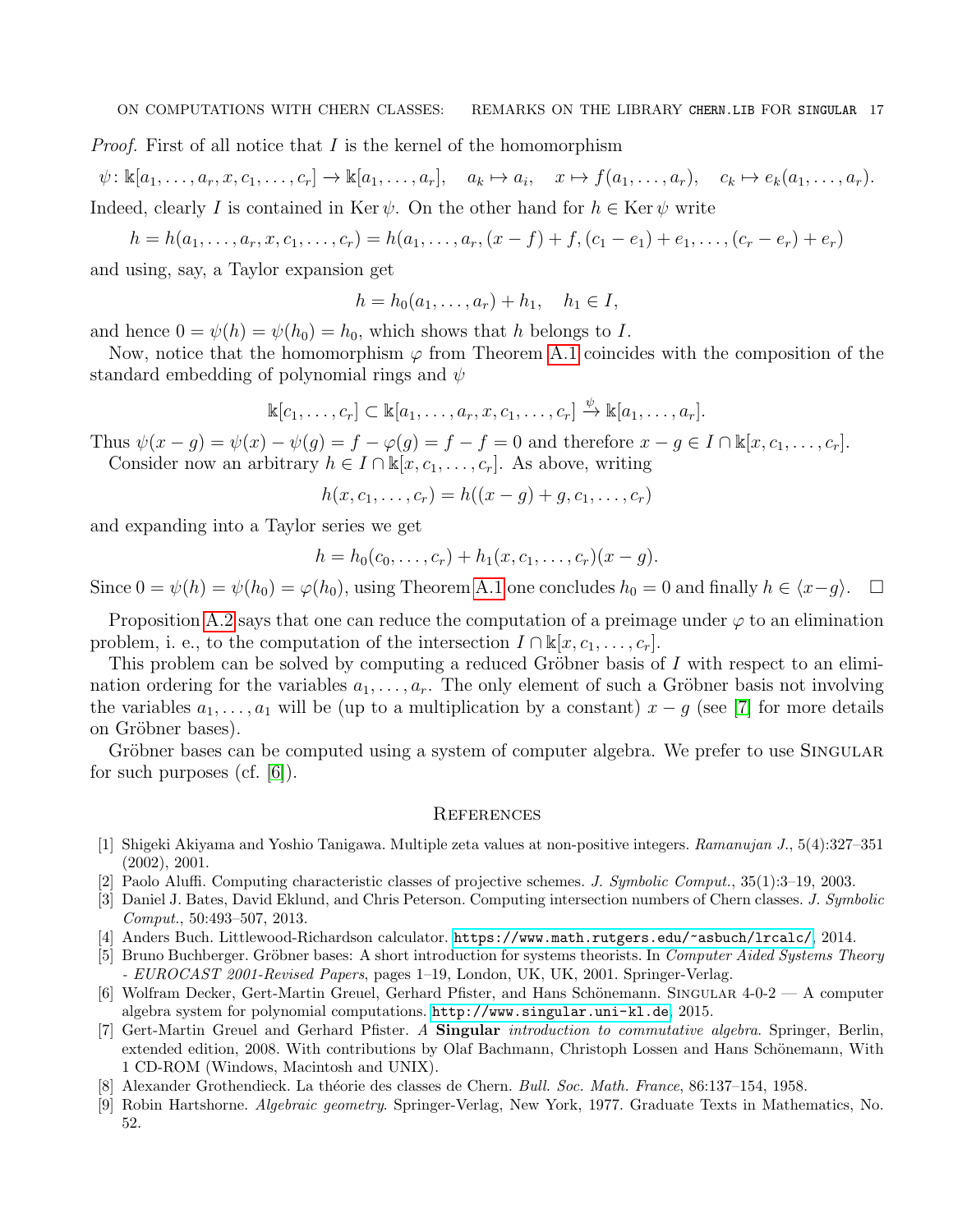*Proof.* First of all notice that $I$ is the kernel of the homomorphism

$$\psi\colon \Bbbk[a_1,\dots,a_r,x,c_1,\dots,c_r] \to \Bbbk[a_1,\dots,a_r], \quad a_k \mapsto a_i, \quad x \mapsto f(a_1,\dots,a_r), \quad c_k \mapsto e_k(a_1,\dots,a_r).$$

Indeed, clearly $I$ is contained in $\operatorname{Ker}\psi$. On the other hand for $h \in \operatorname{Ker}\psi$ write

$$h = h(a_1,\dots,a_r,x,c_1,\dots,c_r) = h(a_1,\dots,a_r,(x-f)+f,(c_1-e_1)+e_1,\dots,(c_r-e_r)+e_r)$$

and using, say, a Taylor expansion get

$$h = h_0(a_1,\dots,a_r) + h_1, \quad h_1 \in I,$$

and hence $0 = \psi(h) = \psi(h_0) = h_0$, which shows that $h$ belongs to $I$.

Now, notice that the homomorphism $\varphi$ from Theorem A.1 coincides with the composition of the standard embedding of polynomial rings and $\psi$

$$\Bbbk[c_1,\dots,c_r] \subset \Bbbk[a_1,\dots,a_r,x,c_1,\dots,c_r] \xrightarrow{\psi} \Bbbk[a_1,\dots,a_r].$$

Thus $\psi(x-g) = \psi(x) - \psi(g) = f - \varphi(g) = f - f = 0$ and therefore $x - g \in I \cap \Bbbk[x,c_1,\dots,c_r]$.

Consider now an arbitrary $h \in I \cap \Bbbk[x,c_1,\dots,c_r]$. As above, writing

$$h(x,c_1,\dots,c_r) = h((x-g)+g,c_1,\dots,c_r)$$

and expanding into a Taylor series we get

$$h = h_0(c_0,\dots,c_r) + h_1(x,c_1,\dots,c_r)(x-g).$$

Since $0 = \psi(h) = \psi(h_0) = \varphi(h_0)$, using Theorem A.1 one concludes $h_0 = 0$ and finally $h \in \langle x-g \rangle$. $\square$

Proposition A.2 says that one can reduce the computation of a preimage under $\varphi$ to an elimination problem, i. e., to the computation of the intersection $I \cap \Bbbk[x,c_1,\dots,c_r]$.

This problem can be solved by computing a reduced Gröbner basis of $I$ with respect to an elimination ordering for the variables $a_1,\dots,a_r$. The only element of such a Gröbner basis not involving the variables $a_1,\dots,a_1$ will be (up to a multiplication by a constant) $x - g$ (see [7] for more details on Gröbner bases).

Gröbner bases can be computed using a system of computer algebra. We prefer to use Singular for such purposes (cf. [6]).

## References

[1] Shigeki Akiyama and Yoshio Tanigawa. Multiple zeta values at non-positive integers. *Ramanujan J.*, 5(4):327–351 (2002), 2001.

[2] Paolo Aluffi. Computing characteristic classes of projective schemes. *J. Symbolic Comput.*, 35(1):3–19, 2003.

[3] Daniel J. Bates, David Eklund, and Chris Peterson. Computing intersection numbers of Chern classes. *J. Symbolic Comput.*, 50:493–507, 2013.

[4] Anders Buch. Littlewood-Richardson calculator. https://www.math.rutgers.edu/~asbuch/lrcalc/, 2014.

[5] Bruno Buchberger. Gröbner bases: A short introduction for systems theorists. In *Computer Aided Systems Theory - EUROCAST 2001-Revised Papers*, pages 1–19, London, UK, UK, 2001. Springer-Verlag.

[6] Wolfram Decker, Gert-Martin Greuel, Gerhard Pfister, and Hans Schönemann. Singular 4-0-2 — A computer algebra system for polynomial computations. http://www.singular.uni-kl.de, 2015.

[7] Gert-Martin Greuel and Gerhard Pfister. *A* **Singular** *introduction to commutative algebra*. Springer, Berlin, extended edition, 2008. With contributions by Olaf Bachmann, Christoph Lossen and Hans Schönemann, With 1 CD-ROM (Windows, Macintosh and UNIX).

[8] Alexander Grothendieck. La théorie des classes de Chern. *Bull. Soc. Math. France*, 86:137–154, 1958.

[9] Robin Hartshorne. *Algebraic geometry*. Springer-Verlag, New York, 1977. Graduate Texts in Mathematics, No. 52.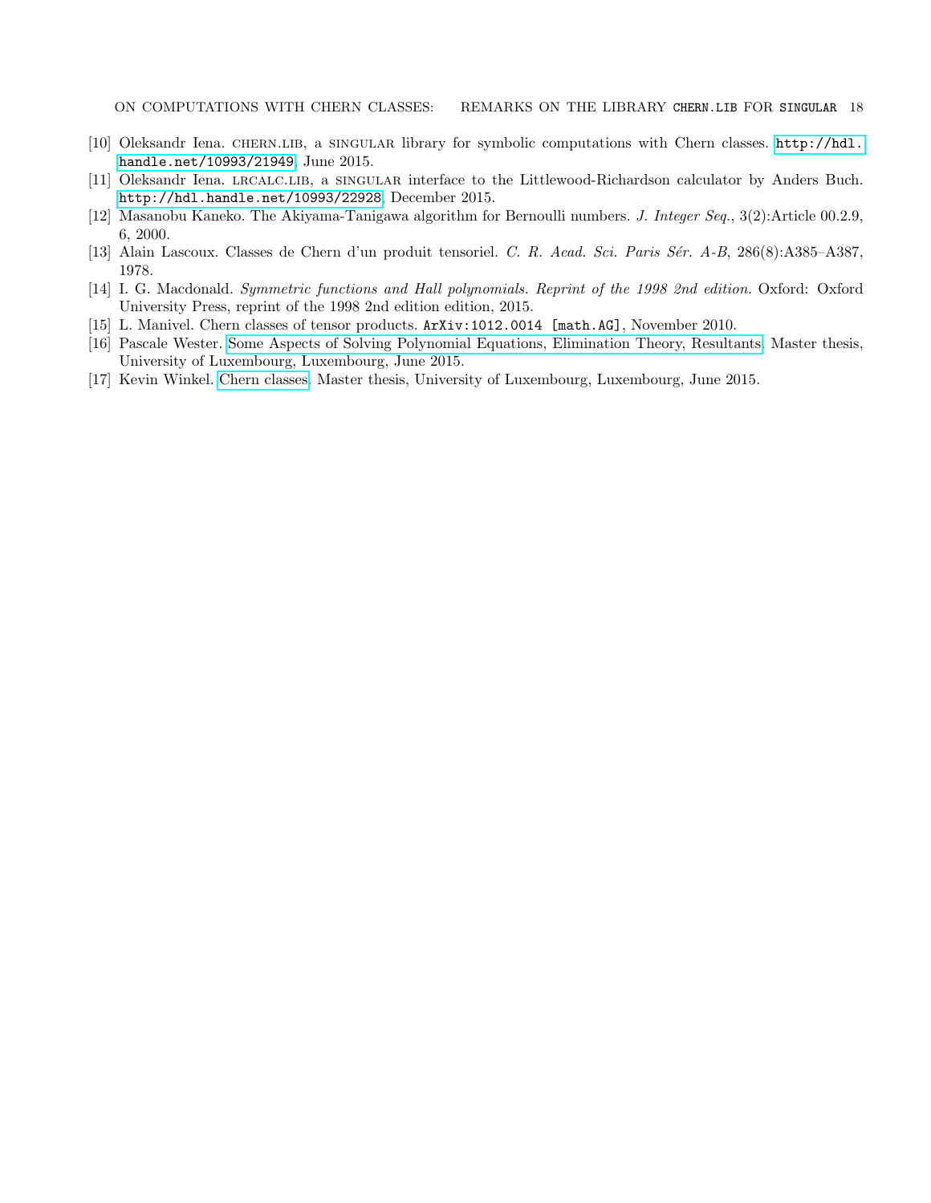[10] Oleksandr Iena. chern.lib, a singular library for symbolic computations with Chern classes. `http://hdl.handle.net/10993/21949`, June 2015.

[11] Oleksandr Iena. lrcalc.lib, a singular interface to the Littlewood-Richardson calculator by Anders Buch. `http://hdl.handle.net/10993/22928`, December 2015.

[12] Masanobu Kaneko. The Akiyama-Tanigawa algorithm for Bernoulli numbers. *J. Integer Seq.*, 3(2):Article 00.2.9, 6, 2000.

[13] Alain Lascoux. Classes de Chern d'un produit tensoriel. *C. R. Acad. Sci. Paris Sér. A-B*, 286(8):A385–A387, 1978.

[14] I. G. Macdonald. *Symmetric functions and Hall polynomials. Reprint of the 1998 2nd edition.* Oxford: Oxford University Press, reprint of the 1998 2nd edition edition, 2015.

[15] L. Manivel. Chern classes of tensor products. `ArXiv:1012.0014 [math.AG]`, November 2010.

[16] Pascale Wester. Some Aspects of Solving Polynomial Equations, Elimination Theory, Resultants. Master thesis, University of Luxembourg, Luxembourg, June 2015.

[17] Kevin Winkel. Chern classes. Master thesis, University of Luxembourg, Luxembourg, June 2015.